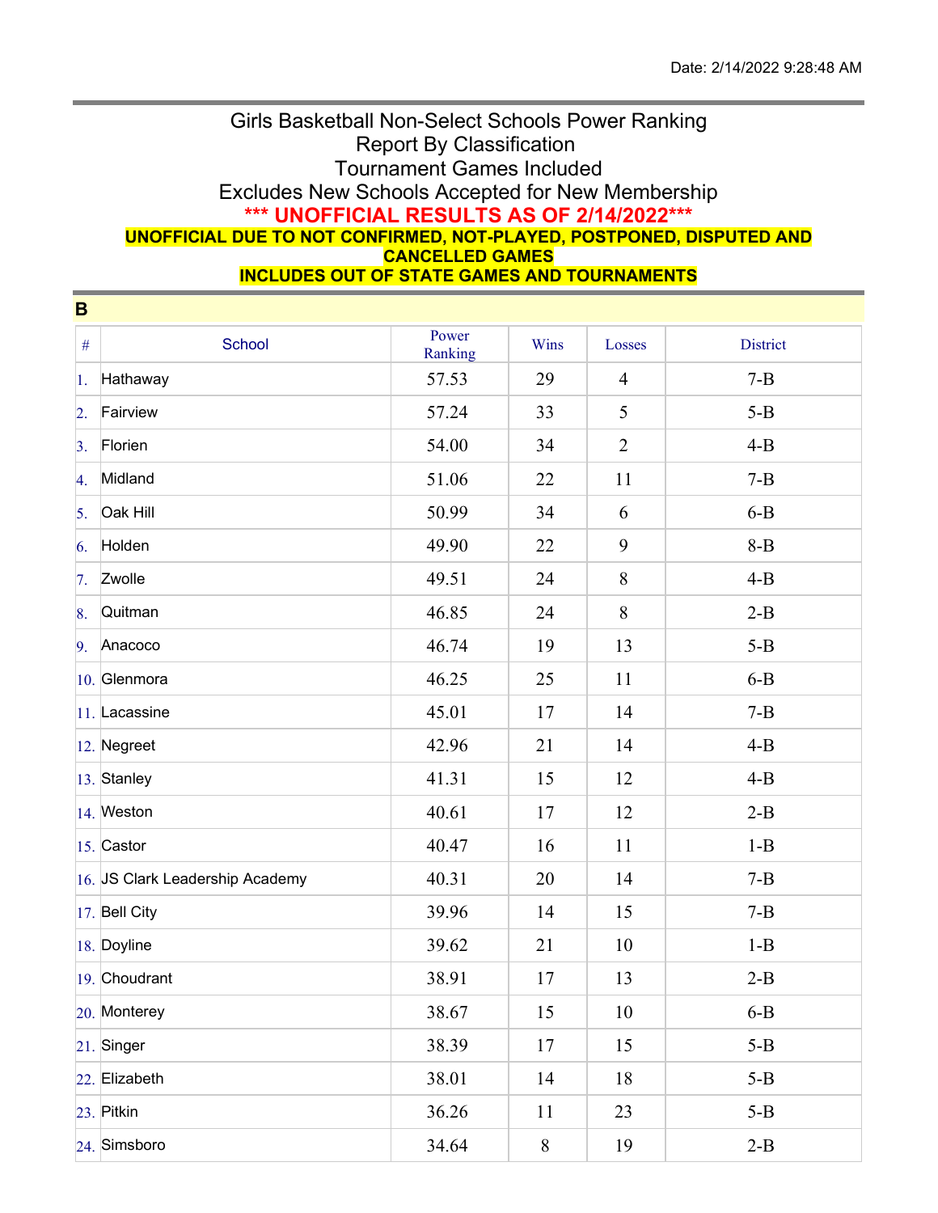Date: 2/14/2022 9:28:48 AM

# Girls Basketball Non-Select Schools Power Ranking
## Report By Classification
## Tournament Games Included
## Excludes New Schools Accepted for New Membership

**\*\*\* UNOFFICIAL RESULTS AS OF 2/14/2022\*\*\***

**UNOFFICIAL DUE TO NOT CONFIRMED, NOT-PLAYED, POSTPONED, DISPUTED AND CANCELLED GAMES**

**INCLUDES OUT OF STATE GAMES AND TOURNAMENTS**

### B

| # | School | Power Ranking | Wins | Losses | District |
|---|---|---|---|---|---|
| 1. | Hathaway | 57.53 | 29 | 4 | 7-B |
| 2. | Fairview | 57.24 | 33 | 5 | 5-B |
| 3. | Florien | 54.00 | 34 | 2 | 4-B |
| 4. | Midland | 51.06 | 22 | 11 | 7-B |
| 5. | Oak Hill | 50.99 | 34 | 6 | 6-B |
| 6. | Holden | 49.90 | 22 | 9 | 8-B |
| 7. | Zwolle | 49.51 | 24 | 8 | 4-B |
| 8. | Quitman | 46.85 | 24 | 8 | 2-B |
| 9. | Anacoco | 46.74 | 19 | 13 | 5-B |
| 10. | Glenmora | 46.25 | 25 | 11 | 6-B |
| 11. | Lacassine | 45.01 | 17 | 14 | 7-B |
| 12. | Negreet | 42.96 | 21 | 14 | 4-B |
| 13. | Stanley | 41.31 | 15 | 12 | 4-B |
| 14. | Weston | 40.61 | 17 | 12 | 2-B |
| 15. | Castor | 40.47 | 16 | 11 | 1-B |
| 16. | JS Clark Leadership Academy | 40.31 | 20 | 14 | 7-B |
| 17. | Bell City | 39.96 | 14 | 15 | 7-B |
| 18. | Doyline | 39.62 | 21 | 10 | 1-B |
| 19. | Choudrant | 38.91 | 17 | 13 | 2-B |
| 20. | Monterey | 38.67 | 15 | 10 | 6-B |
| 21. | Singer | 38.39 | 17 | 15 | 5-B |
| 22. | Elizabeth | 38.01 | 14 | 18 | 5-B |
| 23. | Pitkin | 36.26 | 11 | 23 | 5-B |
| 24. | Simsboro | 34.64 | 8 | 19 | 2-B |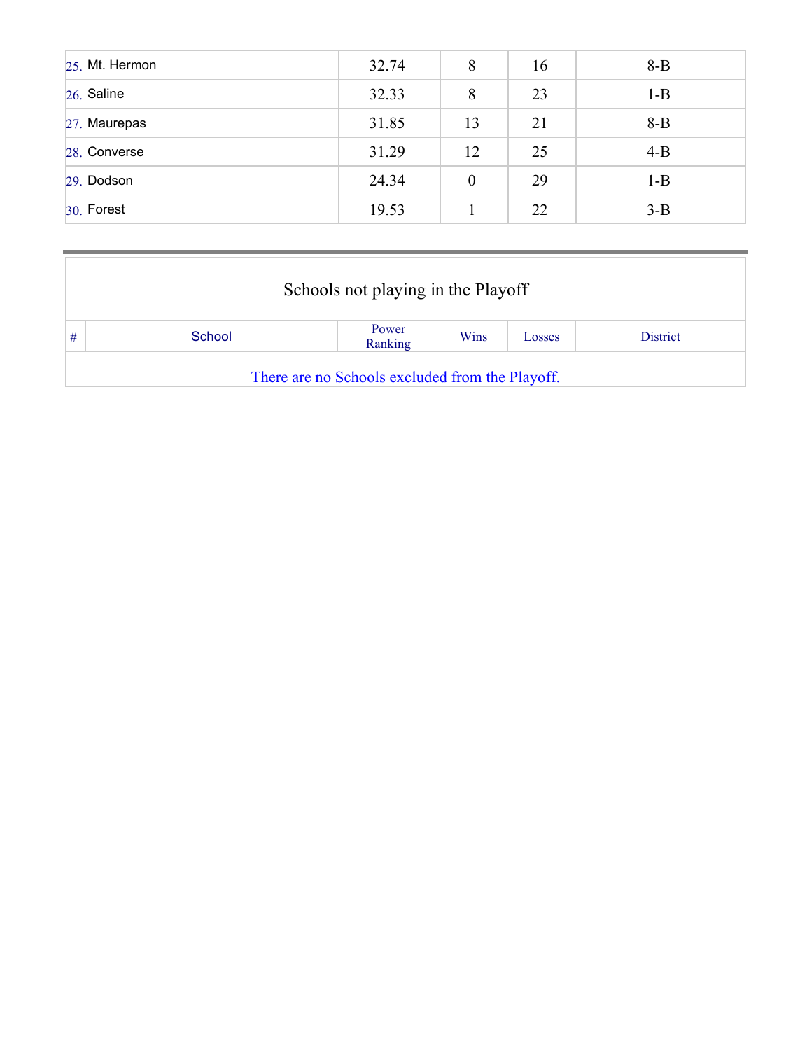| | | | | | |
|---|---|---|---|---|---|
| 25. | Mt. Hermon | 32.74 | 8 | 16 | 8-B |
| 26. | Saline | 32.33 | 8 | 23 | 1-B |
| 27. | Maurepas | 31.85 | 13 | 21 | 8-B |
| 28. | Converse | 31.29 | 12 | 25 | 4-B |
| 29. | Dodson | 24.34 | 0 | 29 | 1-B |
| 30. | Forest | 19.53 | 1 | 22 | 3-B |

## Schools not playing in the Playoff

| # | School | Power Ranking | Wins | Losses | District |
|---|---|---|---|---|---|
| There are no Schools excluded from the Playoff. | | | | | |